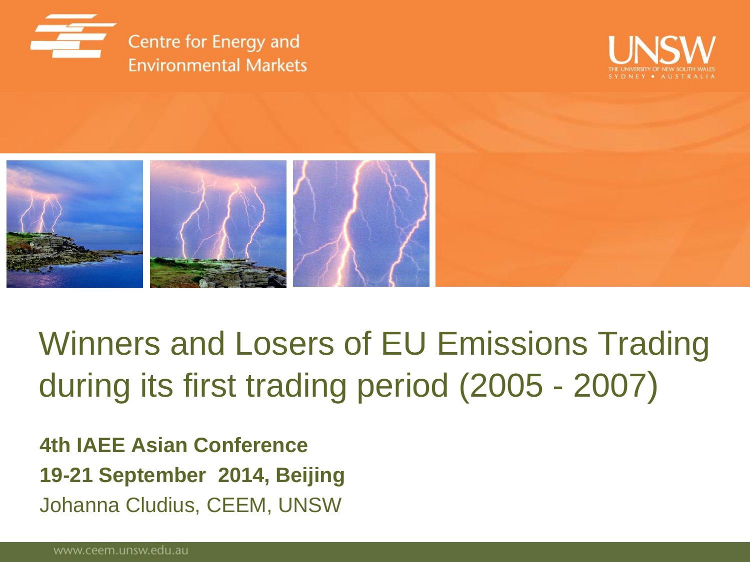Centre for Energy and Environmental Markets

UNSW

THE UNIVERSITY OF NEW SOUTH WALES
SYDNEY • AUSTRALIA

# Winners and Losers of EU Emissions Trading during its first trading period (2005 - 2007)

**4th IAEE Asian Conference**

**19-21 September 2014, Beijing**

Johanna Cludius, CEEM, UNSW

www.ceem.unsw.edu.au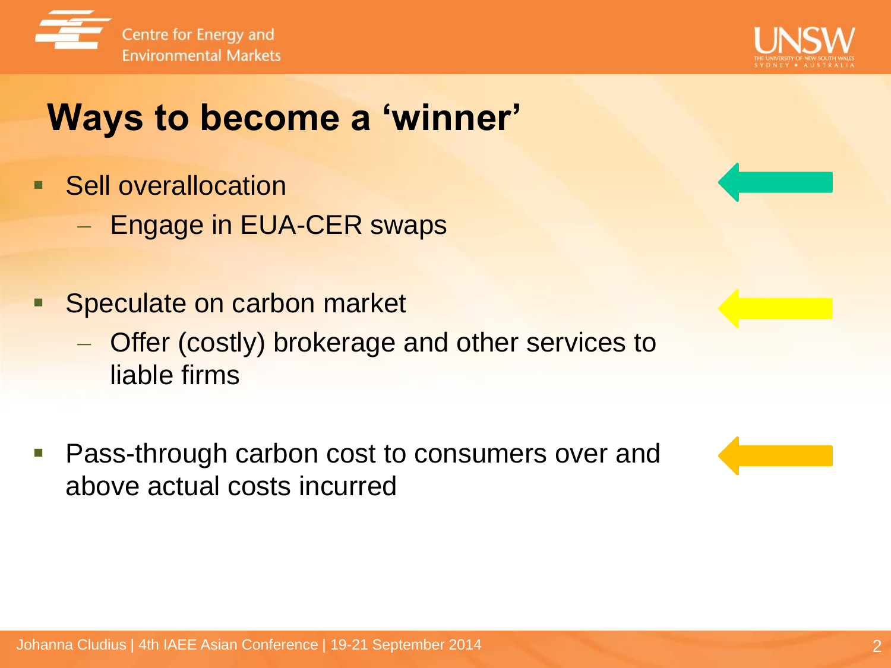# Ways to become a 'winner'

- Sell overallocation
  - Engage in EUA-CER swaps
- Speculate on carbon market
  - Offer (costly) brokerage and other services to liable firms
- Pass-through carbon cost to consumers over and above actual costs incurred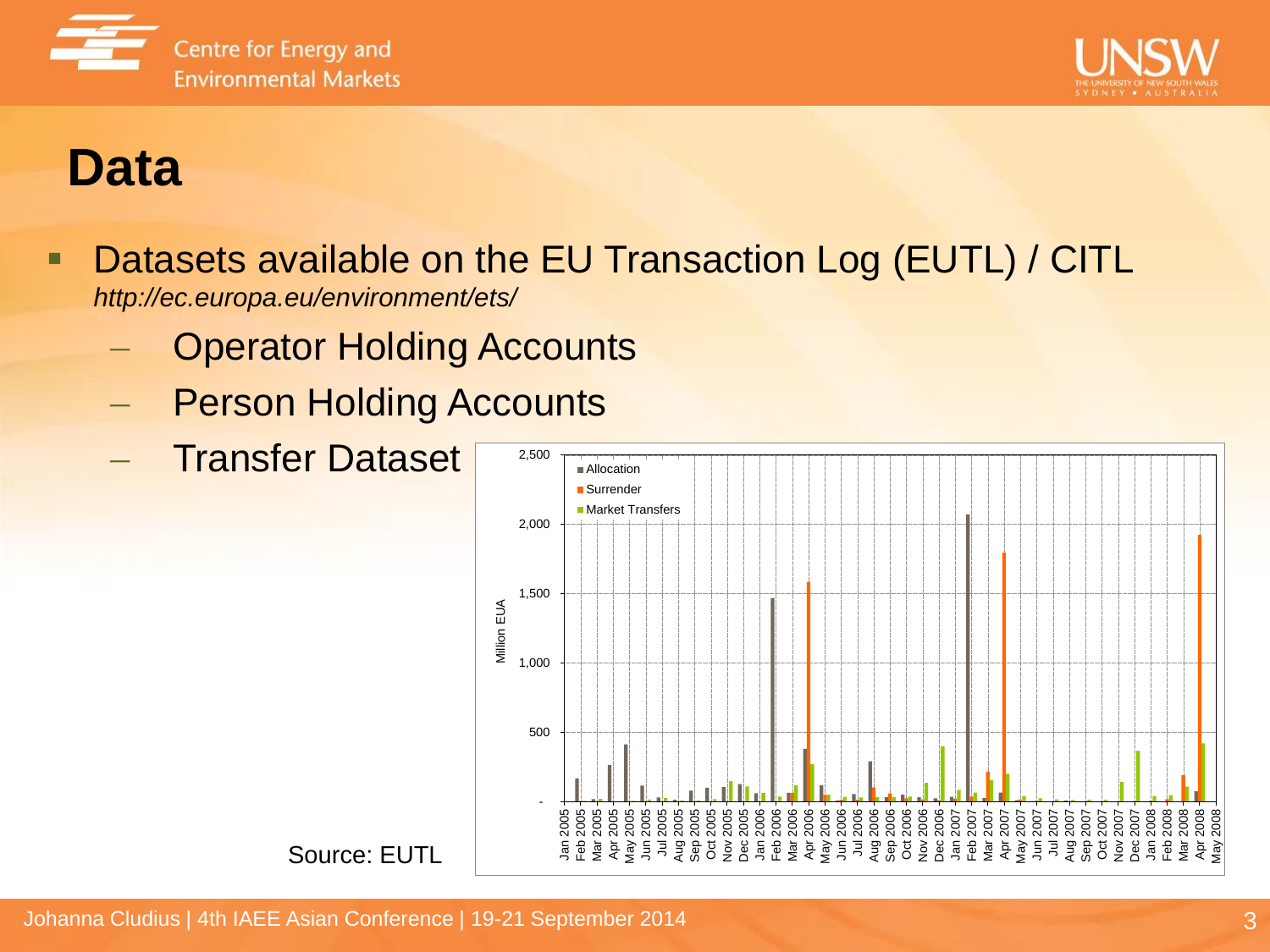# Data

- Datasets available on the EU Transaction Log (EUTL) / CITL
  *http://ec.europa.eu/environment/ets/*
  - Operator Holding Accounts
  - Person Holding Accounts
  - Transfer Dataset

Source: EUTL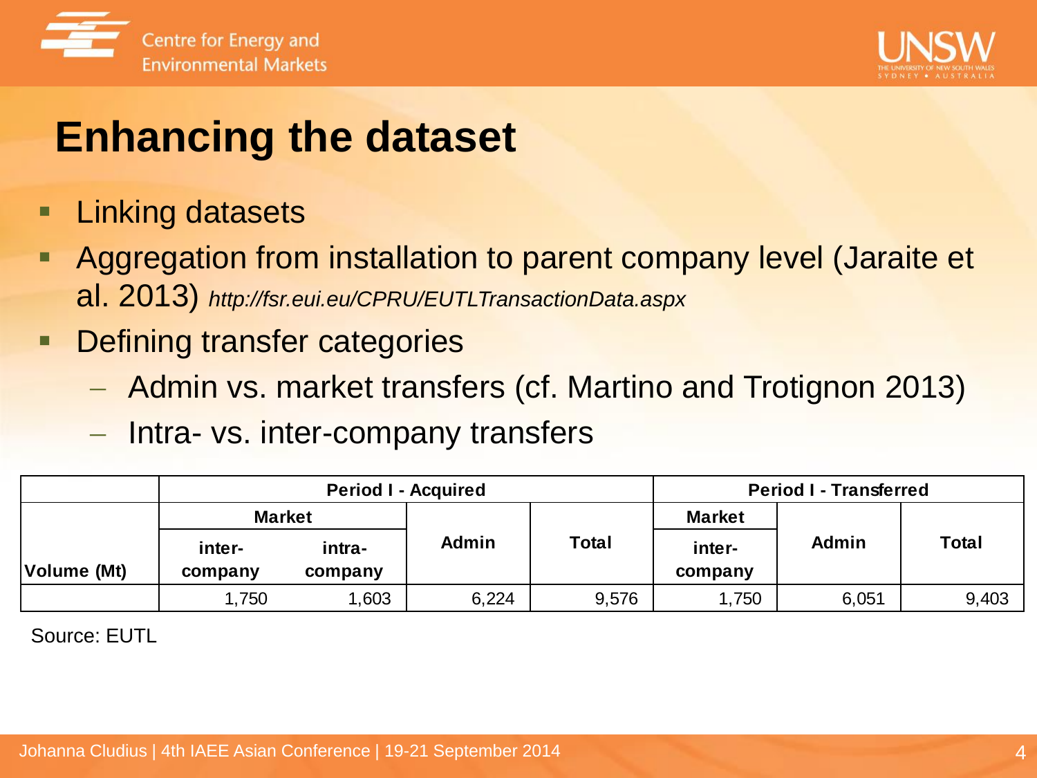# Enhancing the dataset

- Linking datasets
- Aggregation from installation to parent company level (Jaraite et al. 2013) *http://fsr.eui.eu/CPRU/EUTLTransactionData.aspx*
- Defining transfer categories
  - Admin vs. market transfers (cf. Martino and Trotignon 2013)
  - Intra- vs. inter-company transfers

| | Period I - Acquired | | | | Period I - Transferred | | |
|---|---|---|---|---|---|---|---|
| | Market | | Admin | Total | Market | Admin | Total |
| Volume (Mt) | inter-company | intra-company | | | inter-company | | |
| | 1,750 | 1,603 | 6,224 | 9,576 | 1,750 | 6,051 | 9,403 |

Source: EUTL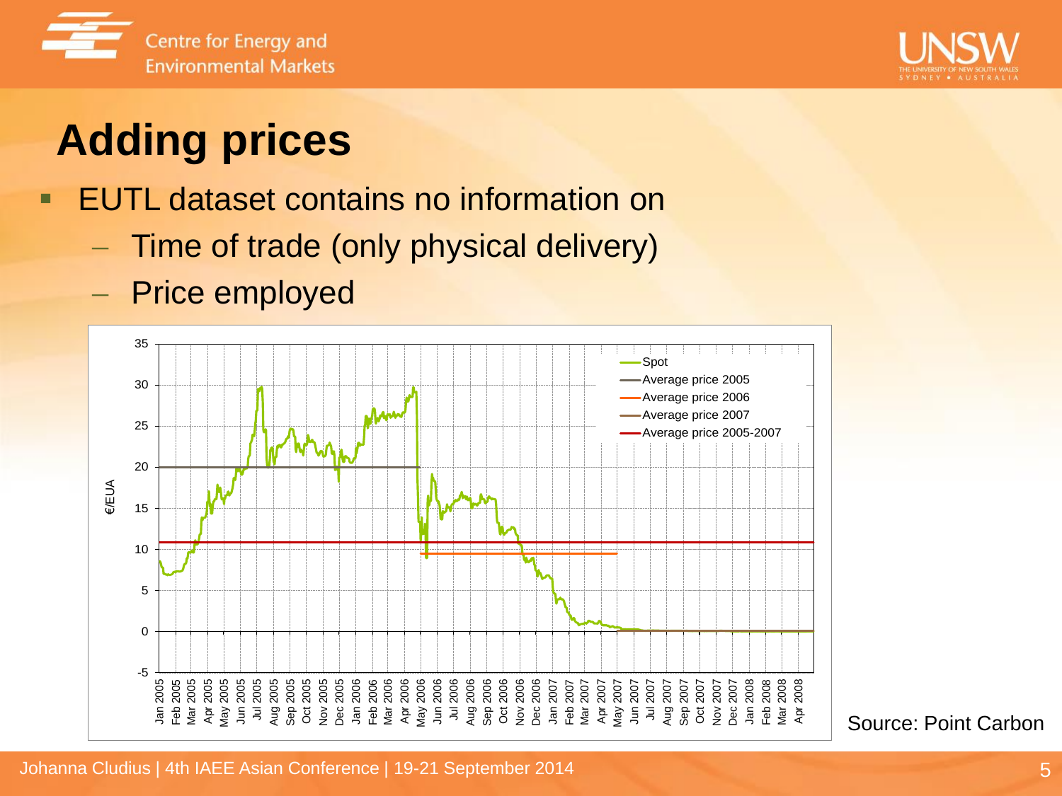# Adding prices

- EUTL dataset contains no information on
  - Time of trade (only physical delivery)
  - Price employed

Source: Point Carbon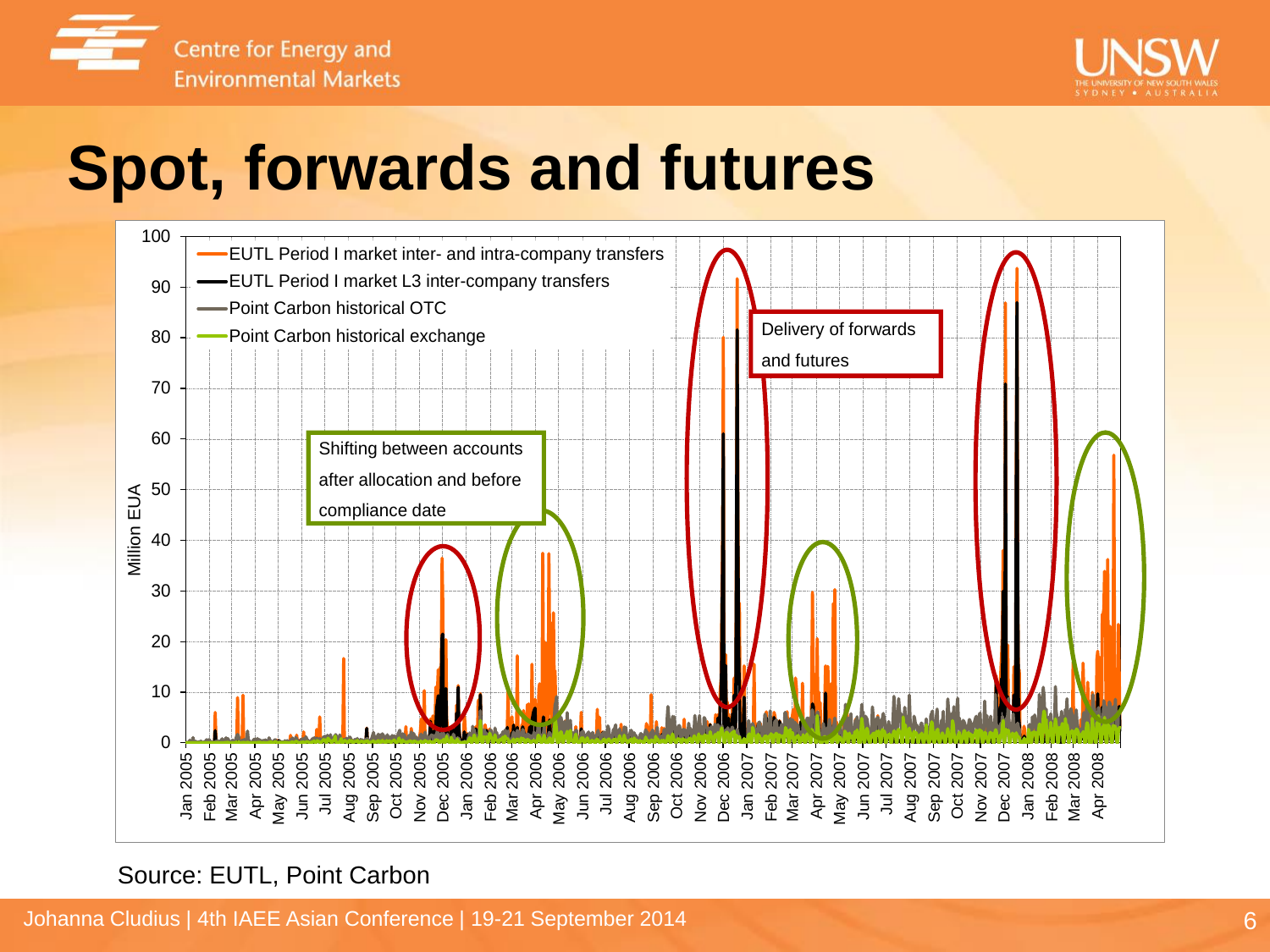# Spot, forwards and futures

Source: EUTL, Point Carbon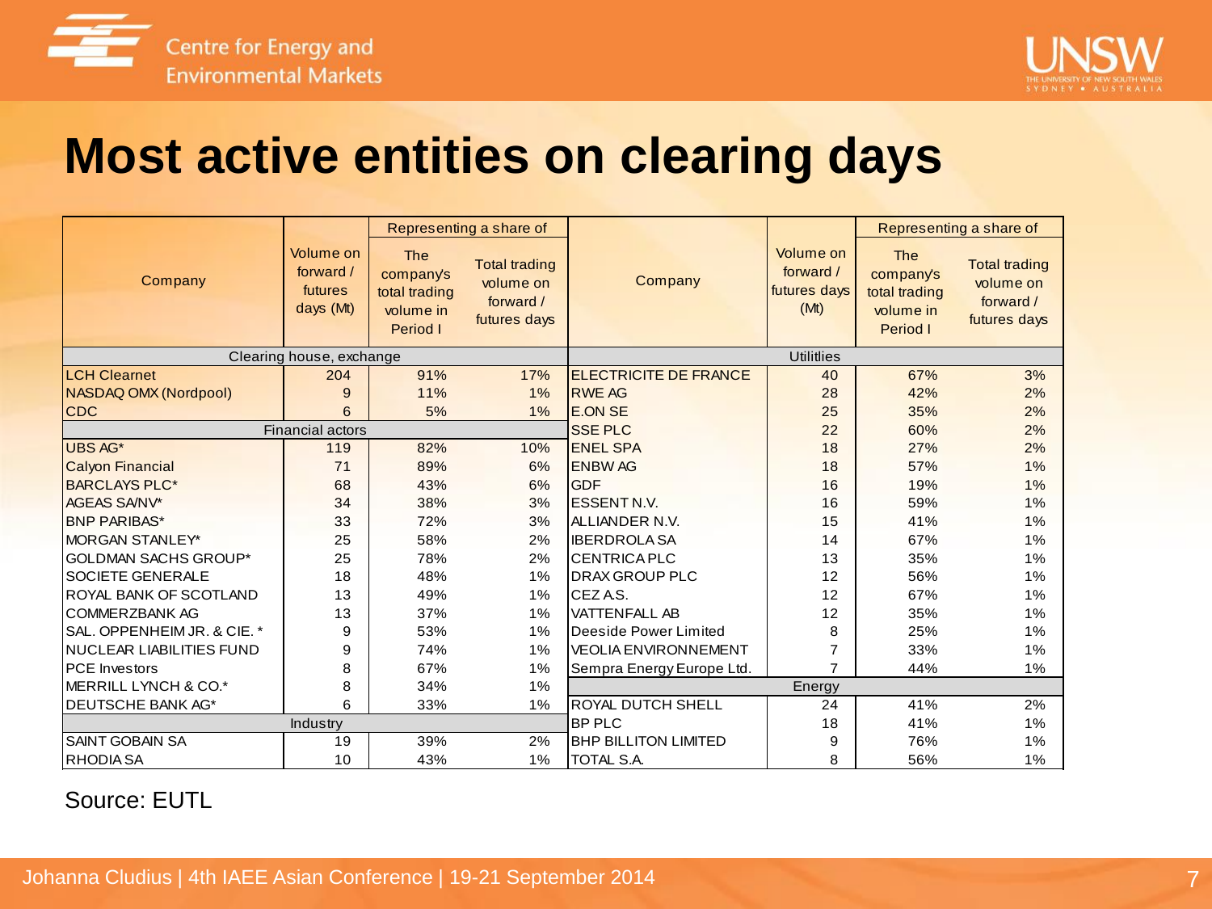# Most active entities on clearing days

| Company | Volume on forward / futures days (Mt) | Representing a share of: The company's total trading volume in Period I | Representing a share of: Total trading volume on forward / futures days | Company | Volume on forward / futures days (Mt) | Representing a share of: The company's total trading volume in Period I | Representing a share of: Total trading volume on forward / futures days |
|---|---|---|---|---|---|---|---|
| **Clearing house, exchange** | | | | **Utilitlies** | | | |
| LCH Clearnet | 204 | 91% | 17% | ELECTRICITE DE FRANCE | 40 | 67% | 3% |
| NASDAQ OMX (Nordpool) | 9 | 11% | 1% | RWE AG | 28 | 42% | 2% |
| CDC | 6 | 5% | 1% | E.ON SE | 25 | 35% | 2% |
| **Financial actors** | | | | SSE PLC | 22 | 60% | 2% |
| UBS AG* | 119 | 82% | 10% | ENEL SPA | 18 | 27% | 2% |
| Calyon Financial | 71 | 89% | 6% | ENBW AG | 18 | 57% | 1% |
| BARCLAYS PLC* | 68 | 43% | 6% | GDF | 16 | 19% | 1% |
| AGEAS SA/NV* | 34 | 38% | 3% | ESSENT N.V. | 16 | 59% | 1% |
| BNP PARIBAS* | 33 | 72% | 3% | ALLIANDER N.V. | 15 | 41% | 1% |
| MORGAN STANLEY* | 25 | 58% | 2% | IBERDROLA SA | 14 | 67% | 1% |
| GOLDMAN SACHS GROUP* | 25 | 78% | 2% | CENTRICA PLC | 13 | 35% | 1% |
| SOCIETE GENERALE | 18 | 48% | 1% | DRAX GROUP PLC | 12 | 56% | 1% |
| ROYAL BANK OF SCOTLAND | 13 | 49% | 1% | CEZ A.S. | 12 | 67% | 1% |
| COMMERZBANK AG | 13 | 37% | 1% | VATTENFALL AB | 12 | 35% | 1% |
| SAL. OPPENHEIM JR. & CIE. * | 9 | 53% | 1% | Deeside Power Limited | 8 | 25% | 1% |
| NUCLEAR LIABILITIES FUND | 9 | 74% | 1% | VEOLIA ENVIRONNEMENT | 7 | 33% | 1% |
| PCE Investors | 8 | 67% | 1% | Sempra Energy Europe Ltd. | 7 | 44% | 1% |
| MERRILL LYNCH & CO.* | 8 | 34% | 1% | **Energy** | | | |
| DEUTSCHE BANK AG* | 6 | 33% | 1% | ROYAL DUTCH SHELL | 24 | 41% | 2% |
| **Industry** | | | | BP PLC | 18 | 41% | 1% |
| SAINT GOBAIN SA | 19 | 39% | 2% | BHP BILLITON LIMITED | 9 | 76% | 1% |
| RHODIA SA | 10 | 43% | 1% | TOTAL S.A. | 8 | 56% | 1% |

Source: EUTL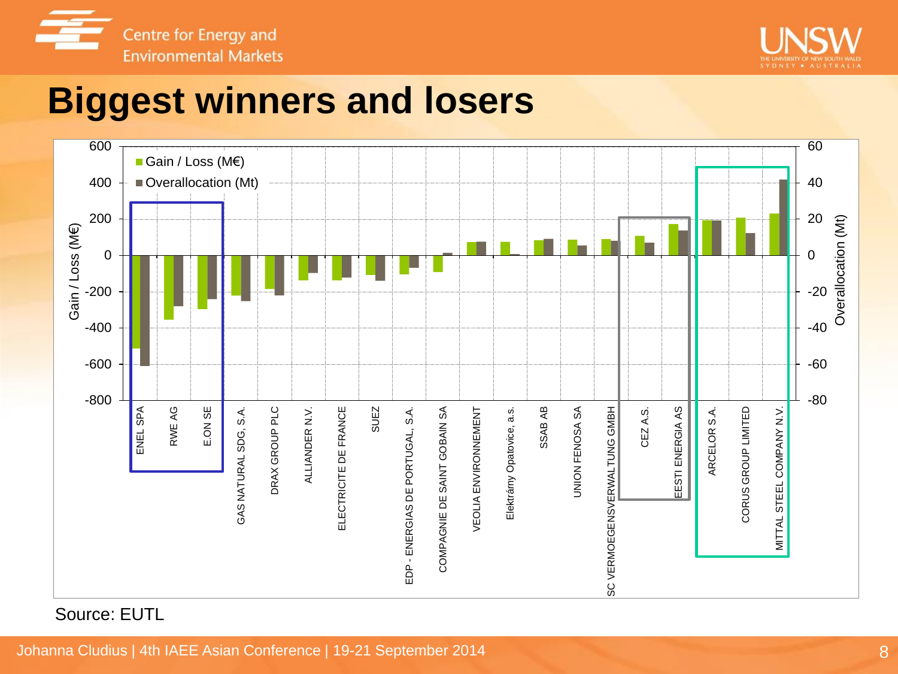# Biggest winners and losers

Gain / Loss (M€)
Overallocation (Mt)

Gain / Loss (M€): 600, 400, 200, 0, -200, -400, -600, -800

Overallocation (Mt): 60, 40, 20, 0, -20, -40, -60, -80

ENEL SPA
RWE AG
E.ON SE
GAS NATURAL SDG, S.A.
DRAX GROUP PLC
ALLIANDER N.V.
ELECTRICITE DE FRANCE
SUEZ
EDP - ENERGIAS DE PORTUGAL, S.A.
COMPAGNIE DE SAINT GOBAIN SA
VEOLIA ENVIRONNEMENT
Elektrárny Opatovice, a.s.
SSAB AB
UNION FENOSA SA
SC VERMOEGENSVERWALTUNG GMBH
CEZ A.S.
EESTI ENERGIA AS
ARCELOR S.A.
CORUS GROUP LIMITED
MITTAL STEEL COMPANY N.V.

Source: EUTL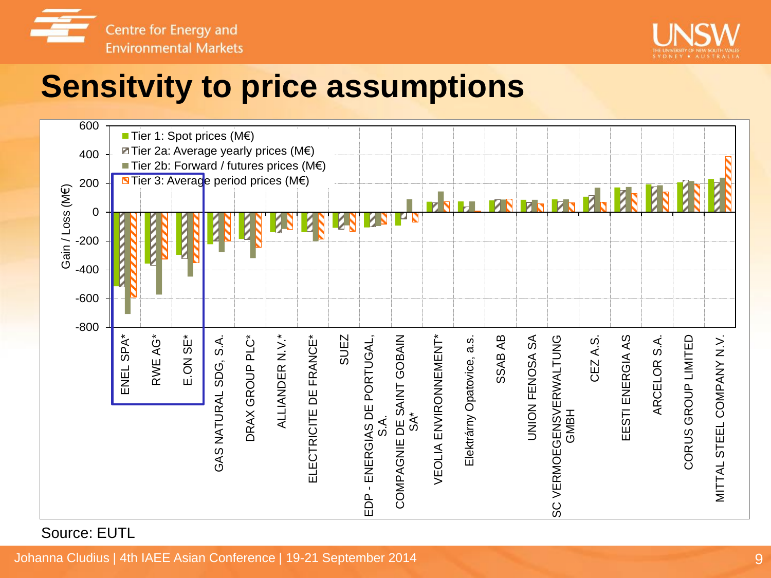# Sensitvity to price assumptions

Gain / Loss (M€)

- Tier 1: Spot prices (M€)
- Tier 2a: Average yearly prices (M€)
- Tier 2b: Forward / futures prices (M€)
- Tier 3: Average period prices (M€)

ENEL SPA*, RWE AG*, E.ON SE*, GAS NATURAL SDG, S.A., DRAX GROUP PLC*, ALLIANDER N.V.*, ELECTRICITE DE FRANCE*, SUEZ, EDP - ENERGIAS DE PORTUGAL, S.A., COMPAGNIE DE SAINT GOBAIN SA*, VEOLIA ENVIRONNEMENT*, Elektrárny Opatovice, a.s., SSAB AB, UNION FENOSA SA, SC VERMOEGENSVERWALTUNG GMBH, CEZ A.S., EESTI ENERGIA AS, ARCELOR S.A., CORUS GROUP LIMITED, MITTAL STEEL COMPANY N.V.

Source: EUTL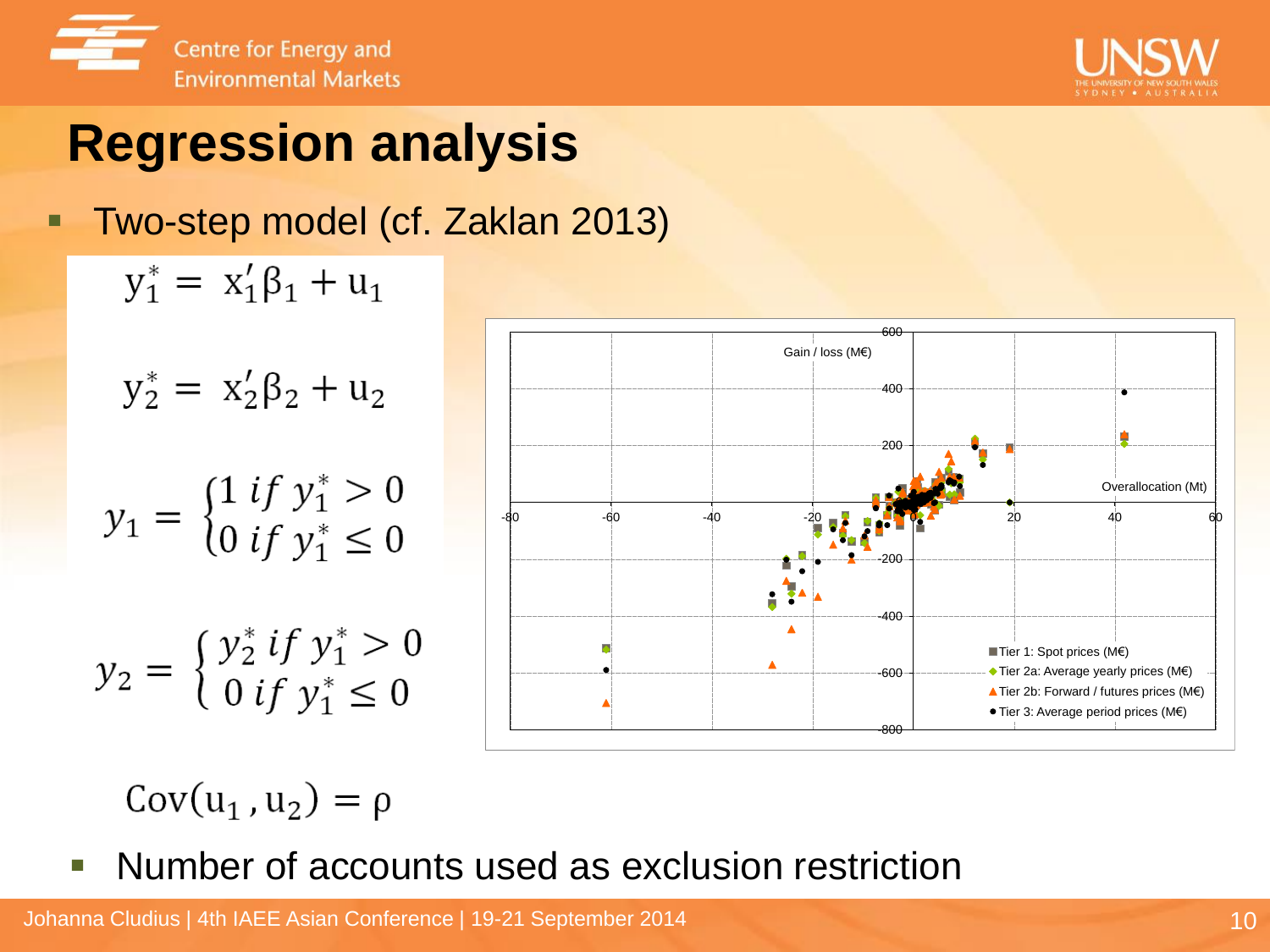# Regression analysis

- Two-step model (cf. Zaklan 2013)

$$y_1^* = x_1'\beta_1 + u_1$$

$$y_2^* = x_2'\beta_2 + u_2$$

$$y_1 = \begin{cases} 1 \ if \ y_1^* > 0 \\ 0 \ if \ y_1^* \leq 0 \end{cases}$$

$$y_2 = \begin{cases} y_2^* \ if \ y_1^* > 0 \\ 0 \ if \ y_1^* \leq 0 \end{cases}$$

$$\text{Cov}(u_1, u_2) = \rho$$

- Number of accounts used as exclusion restriction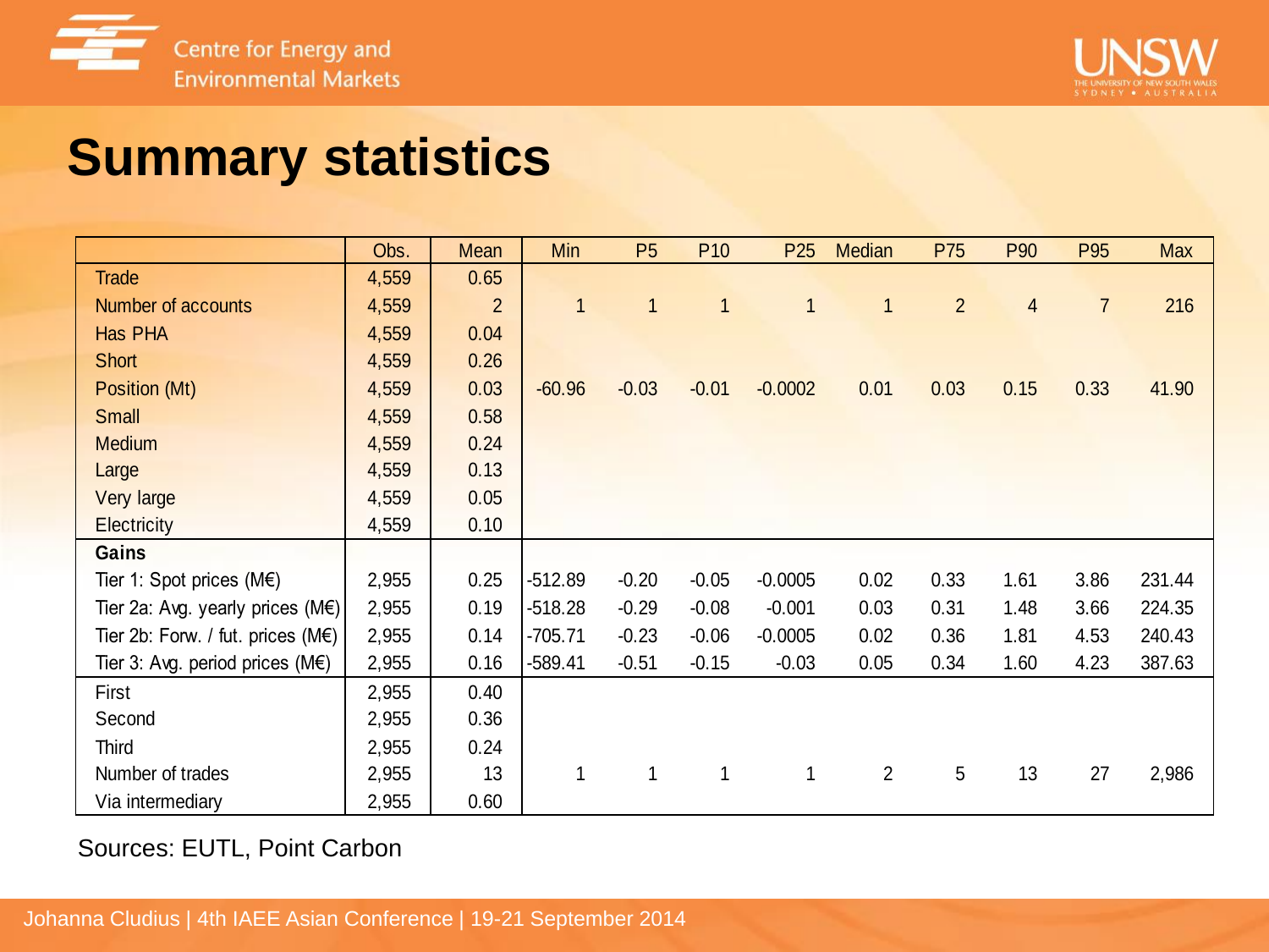# Summary statistics

| | Obs. | Mean | Min | P5 | P10 | P25 | Median | P75 | P90 | P95 | Max |
|---|---|---|---|---|---|---|---|---|---|---|---|
| Trade | 4,559 | 0.65 | | | | | | | | | |
| Number of accounts | 4,559 | 2 | 1 | 1 | 1 | 1 | 1 | 2 | 4 | 7 | 216 |
| Has PHA | 4,559 | 0.04 | | | | | | | | | |
| Short | 4,559 | 0.26 | | | | | | | | | |
| Position (Mt) | 4,559 | 0.03 | -60.96 | -0.03 | -0.01 | -0.0002 | 0.01 | 0.03 | 0.15 | 0.33 | 41.90 |
| Small | 4,559 | 0.58 | | | | | | | | | |
| Medium | 4,559 | 0.24 | | | | | | | | | |
| Large | 4,559 | 0.13 | | | | | | | | | |
| Very large | 4,559 | 0.05 | | | | | | | | | |
| Electricity | 4,559 | 0.10 | | | | | | | | | |
| **Gains** | | | | | | | | | | | |
| Tier 1: Spot prices (M€) | 2,955 | 0.25 | -512.89 | -0.20 | -0.05 | -0.0005 | 0.02 | 0.33 | 1.61 | 3.86 | 231.44 |
| Tier 2a: Avg. yearly prices (M€) | 2,955 | 0.19 | -518.28 | -0.29 | -0.08 | -0.001 | 0.03 | 0.31 | 1.48 | 3.66 | 224.35 |
| Tier 2b: Forw. / fut. prices (M€) | 2,955 | 0.14 | -705.71 | -0.23 | -0.06 | -0.0005 | 0.02 | 0.36 | 1.81 | 4.53 | 240.43 |
| Tier 3: Avg. period prices (M€) | 2,955 | 0.16 | -589.41 | -0.51 | -0.15 | -0.03 | 0.05 | 0.34 | 1.60 | 4.23 | 387.63 |
| First | 2,955 | 0.40 | | | | | | | | | |
| Second | 2,955 | 0.36 | | | | | | | | | |
| Third | 2,955 | 0.24 | | | | | | | | | |
| Number of trades | 2,955 | 13 | 1 | 1 | 1 | 1 | 2 | 5 | 13 | 27 | 2,986 |
| Via intermediary | 2,955 | 0.60 | | | | | | | | | |

Sources: EUTL, Point Carbon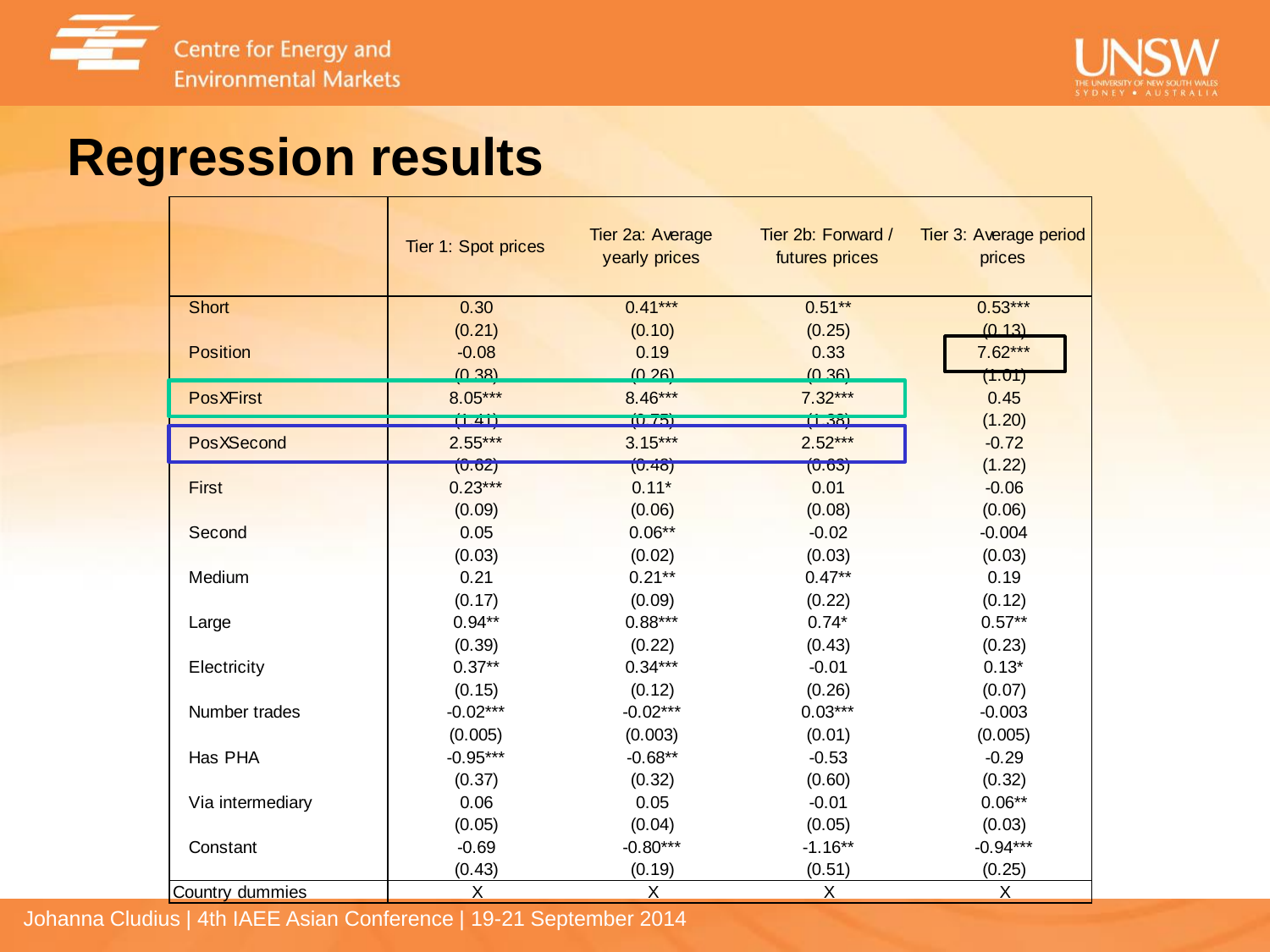# Regression results

| | Tier 1: Spot prices | Tier 2a: Average yearly prices | Tier 2b: Forward / futures prices | Tier 3: Average period prices |
|---|---|---|---|---|
| Short | 0.30 | 0.41*** | 0.51** | 0.53*** |
| | (0.21) | (0.10) | (0.25) | (0.13) |
| Position | -0.08 | 0.19 | 0.33 | 7.62*** |
| | (0.38) | (0.26) | (0.36) | (1.01) |
| PosXFirst | 8.05*** | 8.46*** | 7.32*** | 0.45 |
| | (1.41) | (0.75) | (1.38) | (1.20) |
| PosXSecond | 2.55*** | 3.15*** | 2.52*** | -0.72 |
| | (0.62) | (0.48) | (0.63) | (1.22) |
| First | 0.23*** | 0.11* | 0.01 | -0.06 |
| | (0.09) | (0.06) | (0.08) | (0.06) |
| Second | 0.05 | 0.06** | -0.02 | -0.004 |
| | (0.03) | (0.02) | (0.03) | (0.03) |
| Medium | 0.21 | 0.21** | 0.47** | 0.19 |
| | (0.17) | (0.09) | (0.22) | (0.12) |
| Large | 0.94** | 0.88*** | 0.74* | 0.57** |
| | (0.39) | (0.22) | (0.43) | (0.23) |
| Electricity | 0.37** | 0.34*** | -0.01 | 0.13* |
| | (0.15) | (0.12) | (0.26) | (0.07) |
| Number trades | -0.02*** | -0.02*** | 0.03*** | -0.003 |
| | (0.005) | (0.003) | (0.01) | (0.005) |
| Has PHA | -0.95*** | -0.68** | -0.53 | -0.29 |
| | (0.37) | (0.32) | (0.60) | (0.32) |
| Via intermediary | 0.06 | 0.05 | -0.01 | 0.06** |
| | (0.05) | (0.04) | (0.05) | (0.03) |
| Constant | -0.69 | -0.80*** | -1.16** | -0.94*** |
| | (0.43) | (0.19) | (0.51) | (0.25) |
| Country dummies | X | X | X | X |

Johanna Cludius | 4th IAEE Asian Conference | 19-21 September 2014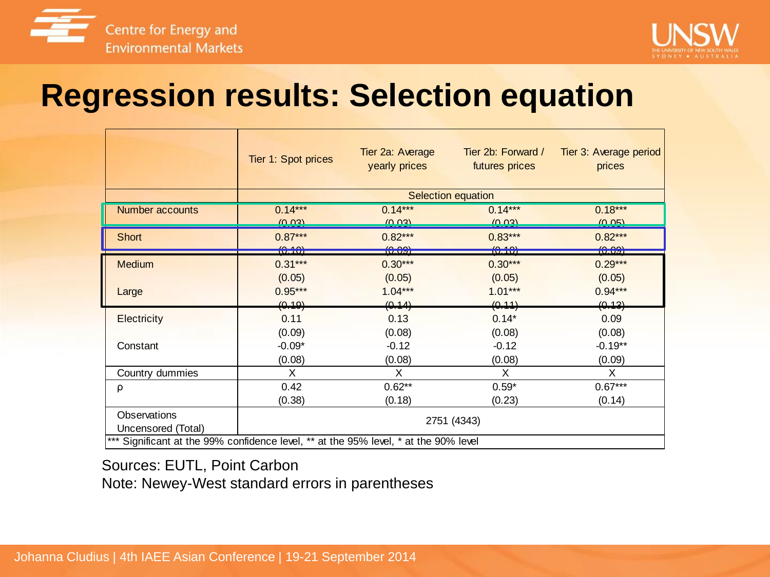# Regression results: Selection equation

| | Tier 1: Spot prices | Tier 2a: Average yearly prices | Tier 2b: Forward / futures prices | Tier 3: Average period prices |
|---|---|---|---|---|
| | Selection equation | | | |
| Number accounts | 0.14*** | 0.14*** | 0.14*** | 0.18*** |
| | (0.03) | (0.03) | (0.03) | (0.05) |
| Short | 0.87*** | 0.82*** | 0.83*** | 0.82*** |
| | (0.10) | (0.09) | (0.10) | (0.09) |
| Medium | 0.31*** | 0.30*** | 0.30*** | 0.29*** |
| | (0.05) | (0.05) | (0.05) | (0.05) |
| Large | 0.95*** | 1.04*** | 1.01*** | 0.94*** |
| | (0.19) | (0.14) | (0.11) | (0.13) |
| Electricity | 0.11 | 0.13 | 0.14* | 0.09 |
| | (0.09) | (0.08) | (0.08) | (0.08) |
| Constant | -0.09* | -0.12 | -0.12 | -0.19** |
| | (0.08) | (0.08) | (0.08) | (0.09) |
| Country dummies | X | X | X | X |
| ρ | 0.42 | 0.62** | 0.59* | 0.67*** |
| | (0.38) | (0.18) | (0.23) | (0.14) |
| Observations Uncensored (Total) | 2751 (4343) | | | |

*** Significant at the 99% confidence level, ** at the 95% level, * at the 90% level

Sources: EUTL, Point Carbon

Note: Newey-West standard errors in parentheses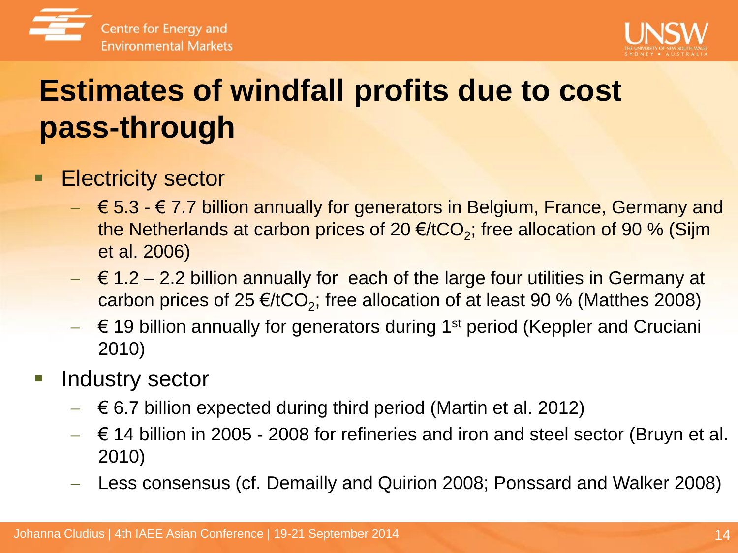# Estimates of windfall profits due to cost pass-through

- Electricity sector
  - € 5.3 - € 7.7 billion annually for generators in Belgium, France, Germany and the Netherlands at carbon prices of 20 €/t$CO_2$; free allocation of 90 % (Sijm et al. 2006)
  - € 1.2 – 2.2 billion annually for each of the large four utilities in Germany at carbon prices of 25 €/t$CO_2$; free allocation of at least 90 % (Matthes 2008)
  - € 19 billion annually for generators during 1st period (Keppler and Cruciani 2010)
- Industry sector
  - € 6.7 billion expected during third period (Martin et al. 2012)
  - € 14 billion in 2005 - 2008 for refineries and iron and steel sector (Bruyn et al. 2010)
  - Less consensus (cf. Demailly and Quirion 2008; Ponssard and Walker 2008)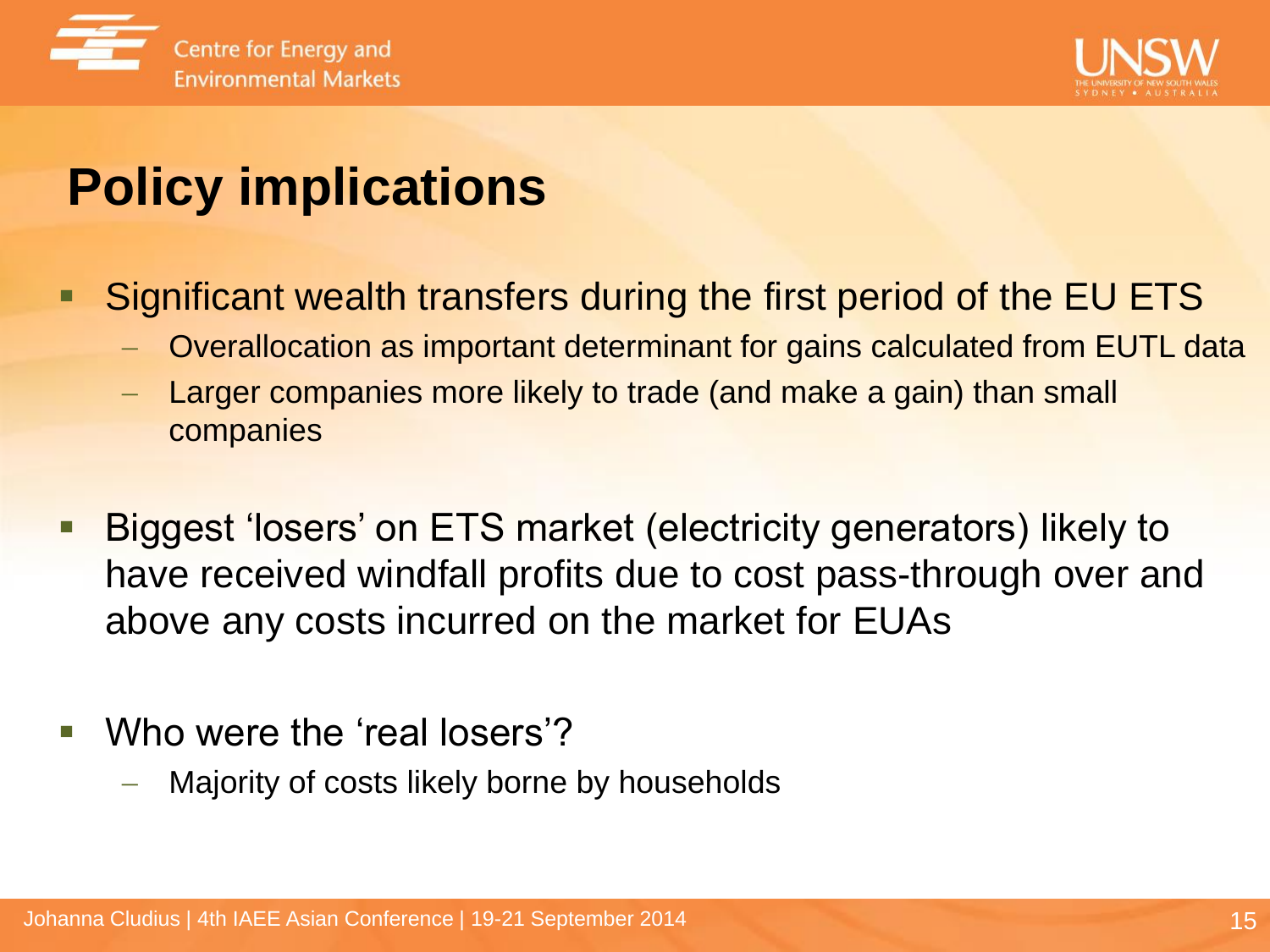# Policy implications

- Significant wealth transfers during the first period of the EU ETS
  - Overallocation as important determinant for gains calculated from EUTL data
  - Larger companies more likely to trade (and make a gain) than small companies

- Biggest ‘losers’ on ETS market (electricity generators) likely to have received windfall profits due to cost pass-through over and above any costs incurred on the market for EUAs

- Who were the ‘real losers’?
  - Majority of costs likely borne by households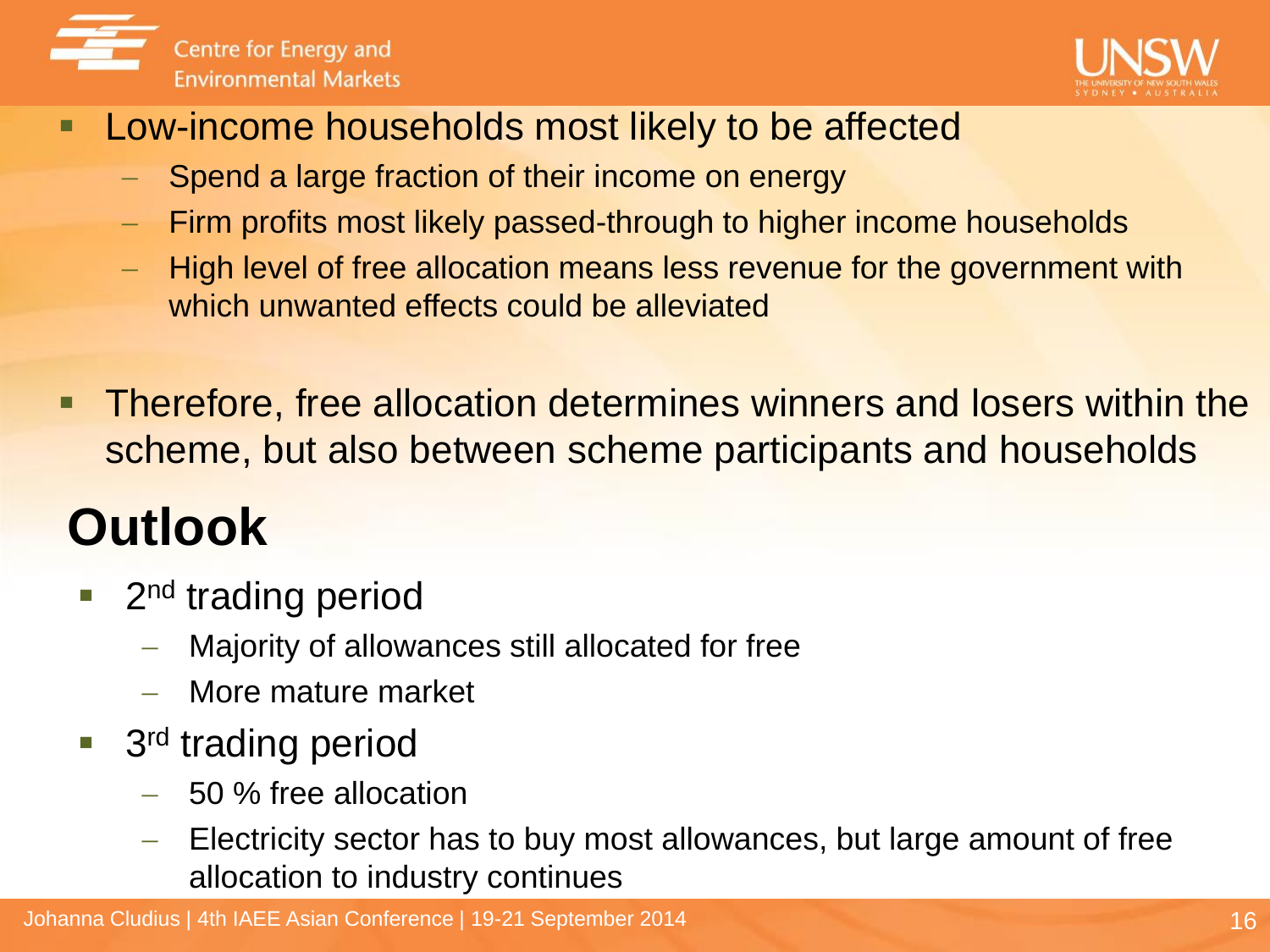- Low-income households most likely to be affected
  - Spend a large fraction of their income on energy
  - Firm profits most likely passed-through to higher income households
  - High level of free allocation means less revenue for the government with which unwanted effects could be alleviated

- Therefore, free allocation determines winners and losers within the scheme, but also between scheme participants and households

# Outlook

- 2nd trading period
  - Majority of allowances still allocated for free
  - More mature market
- 3rd trading period
  - 50 % free allocation
  - Electricity sector has to buy most allowances, but large amount of free allocation to industry continues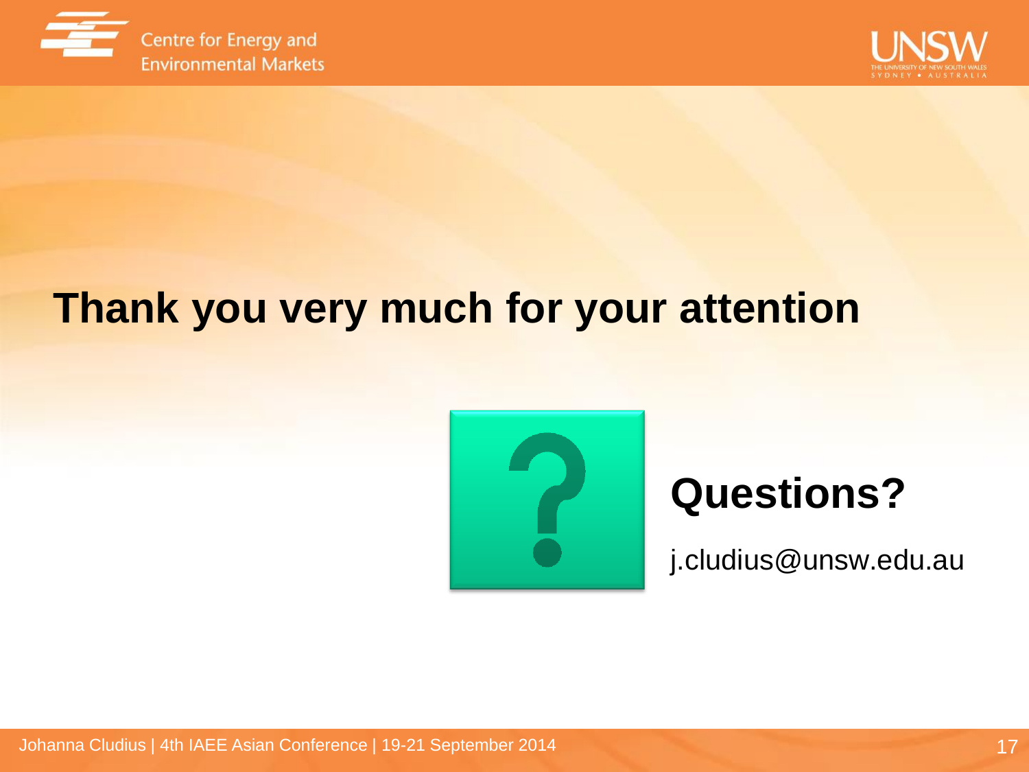# Thank you very much for your attention

## Questions?

j.cludius@unsw.edu.au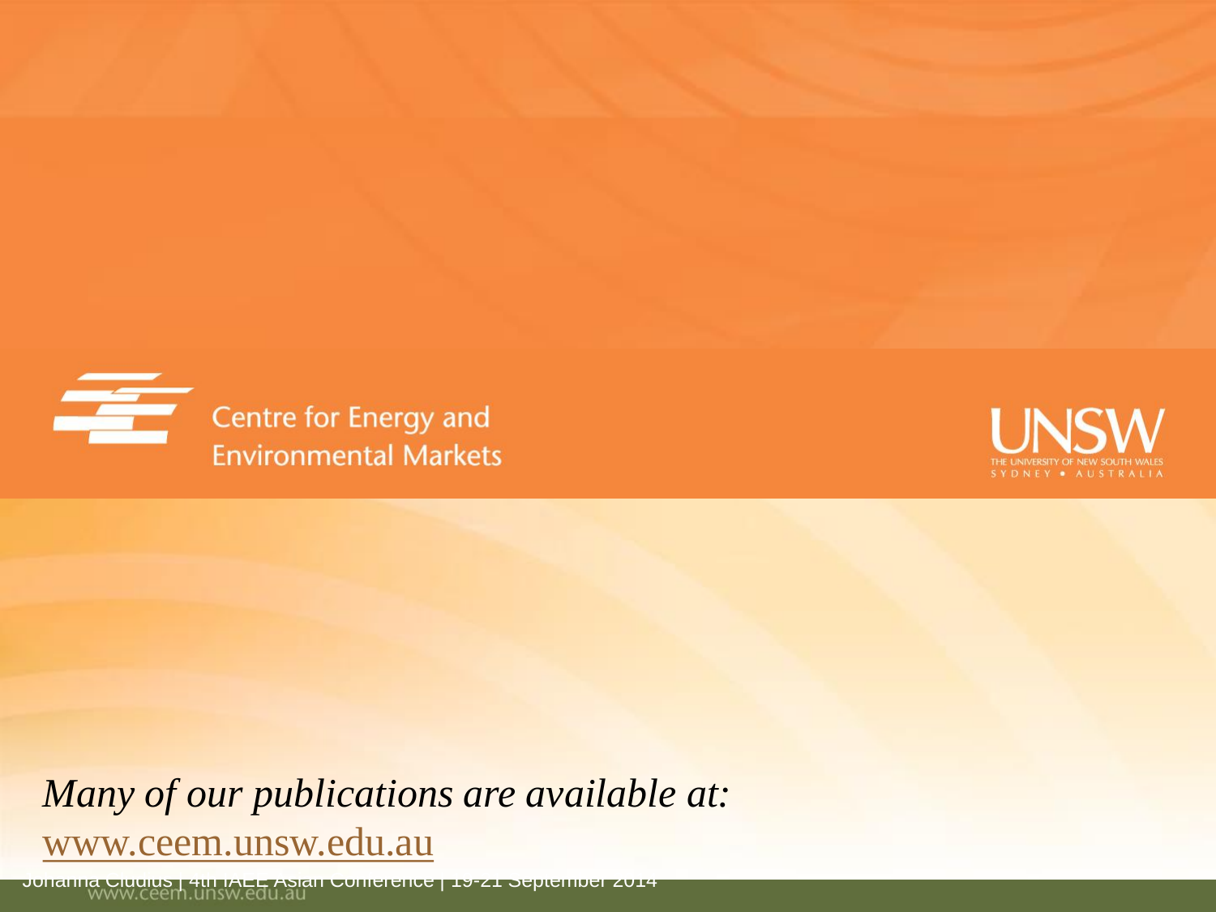Centre for Energy and Environmental Markets

UNSW
THE UNIVERSITY OF NEW SOUTH WALES
SYDNEY • AUSTRALIA

*Many of our publications are available at:*

[www.ceem.unsw.edu.au](http://www.ceem.unsw.edu.au)